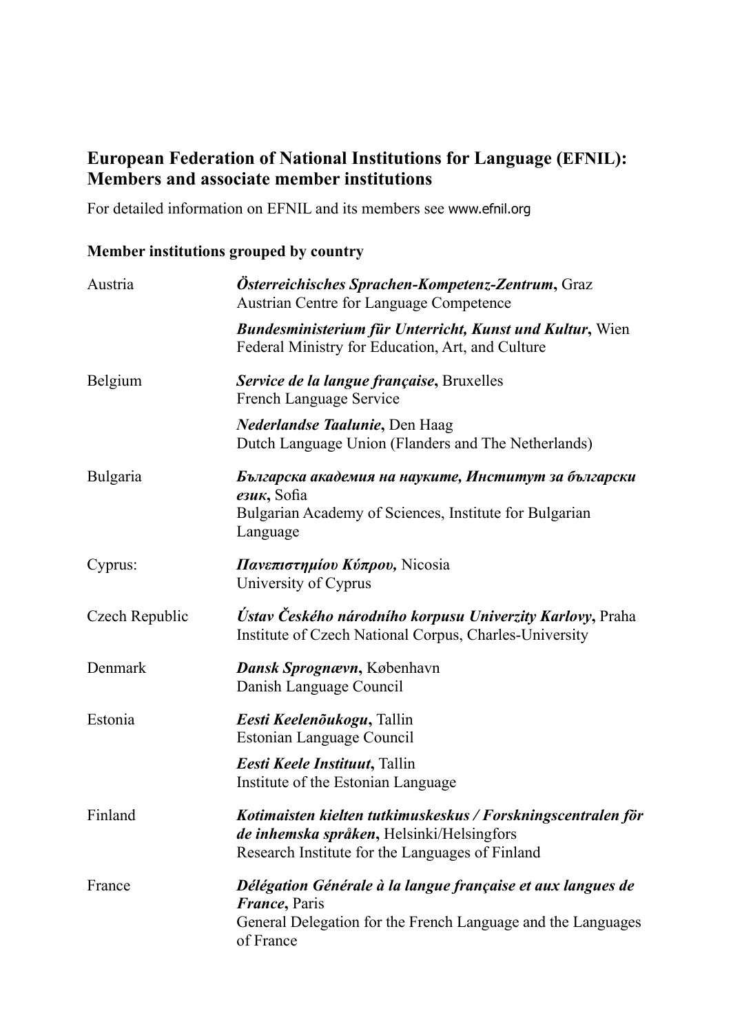## European Federation of National Institutions for Language (EFNIL): Members and associate member institutions

For detailed information on EFNIL and its members see www.efnil.org

### Member institutions grouped by country

| Country | Institution |
|---|---|
| Austria | ***Österreichisches Sprachen-Kompetenz-Zentrum*, Graz**<br>Austrian Centre for Language Competence |
| | ***Bundesministerium für Unterricht, Kunst und Kultur*, Wien**<br>Federal Ministry for Education, Art, and Culture |
| Belgium | ***Service de la langue française*, Bruxelles**<br>French Language Service |
| | ***Nederlandse Taalunie*, Den Haag**<br>Dutch Language Union (Flanders and The Netherlands) |
| Bulgaria | ***Българска академия на науките, Институт за български език*, Sofia**<br>Bulgarian Academy of Sciences, Institute for Bulgarian Language |
| Cyprus: | ***Πανεπιστημίου Κύπρου,* Nicosia**<br>University of Cyprus |
| Czech Republic | ***Ústav Českého národního korpusu Univerzity Karlovy*, Praha**<br>Institute of Czech National Corpus, Charles-University |
| Denmark | ***Dansk Sprognævn*, København**<br>Danish Language Council |
| Estonia | ***Eesti Keelenõukogu*, Tallin**<br>Estonian Language Council |
| | ***Eesti Keele Instituut*, Tallin**<br>Institute of the Estonian Language |
| Finland | ***Kotimaisten kielten tutkimuskeskus / Forskningscentralen för de inhemska språken*, Helsinki/Helsingfors**<br>Research Institute for the Languages of Finland |
| France | ***Délégation Générale à la langue française et aux langues de France*, Paris**<br>General Delegation for the French Language and the Languages of France |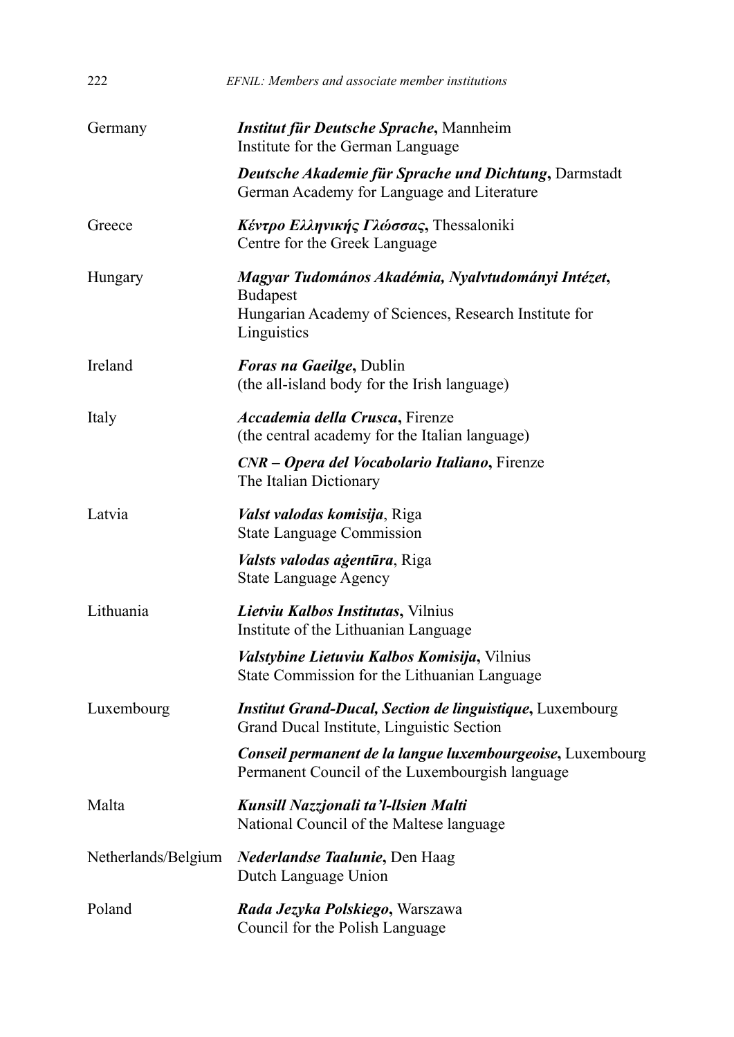| | |
|---|---|
| Germany | ***Institut für Deutsche Sprache*, Mannheim**<br>Institute for the German Language |
| | ***Deutsche Akademie für Sprache und Dichtung***, Darmstadt<br>German Academy for Language and Literature |
| Greece | ***Κέντρο Ελληνικής Γλώσσας***, Thessaloniki<br>Centre for the Greek Language |
| Hungary | ***Magyar Tudománоs Akadémia, Nyalvtudományi Intézet***, Budapest<br>Hungarian Academy of Sciences, Research Institute for Linguistics |
| Ireland | ***Foras na Gaeilge***, Dublin<br>(the all-island body for the Irish language) |
| Italy | ***Accademia della Crusca***, Firenze<br>(the central academy for the Italian language) |
| | ***CNR – Opera del Vocabolario Italiano***, Firenze<br>The Italian Dictionary |
| Latvia | ***Valst valodas komisija***, Riga<br>State Language Commission |
| | ***Valsts valodas aģentūra***, Riga<br>State Language Agency |
| Lithuania | ***Lietviu Kalbos Institutas***, Vilnius<br>Institute of the Lithuanian Language |
| | ***Valstybine Lietuviu Kalbos Komisija***, Vilnius<br>State Commission for the Lithuanian Language |
| Luxembourg | ***Institut Grand-Ducal, Section de linguistique***, Luxembourg<br>Grand Ducal Institute, Linguistic Section |
| | ***Conseil permanent de la langue luxembourgeoise***, Luxembourg<br>Permanent Council of the Luxembourgish language |
| Malta | ***Kunsill Nazzjonali ta'l-llsien Malti***<br>National Council of the Maltese language |
| Netherlands/Belgium | ***Nederlandse Taalunie***, Den Haag<br>Dutch Language Union |
| Poland | ***Rada Jezyka Polskiego***, Warszawa<br>Council for the Polish Language |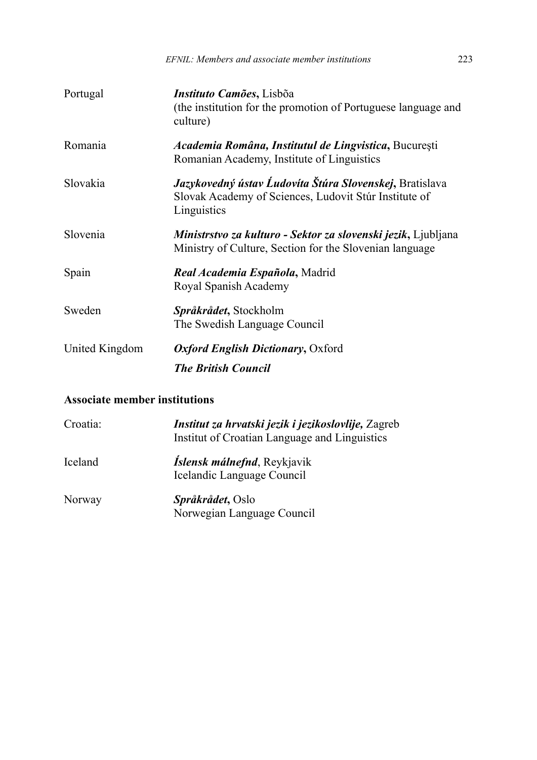| | |
|---|---|
| Portugal | ***Instituto Camões*, Lisbõa**<br>(the institution for the promotion of Portuguese language and culture) |
| Romania | ***Academia Română, Institutul de Lingvistica*,** Bucureşti<br>Romanian Academy, Institute of Linguistics |
| Slovakia | ***Jazykovedný ústav Ĺudovíta Štúra Slovenskej*,** Bratislava<br>Slovak Academy of Sciences, Ludovit Stúr Institute of Linguistics |
| Slovenia | ***Ministrstvo za kulturo - Sektor za slovenski jezik*,** Ljubljana<br>Ministry of Culture, Section for the Slovenian language |
| Spain | ***Real Academia Española*,** Madrid<br>Royal Spanish Academy |
| Sweden | ***Språkrådet*,** Stockholm<br>The Swedish Language Council |
| United Kingdom | ***Oxford English Dictionary*,** Oxford<br>***The British Council*** |

**Associate member institutions**

| | |
|---|---|
| Croatia: | ***Institut za hrvatski jezik i jezikoslovlje,*** Zagreb<br>Institut of Croatian Language and Linguistics |
| Iceland | ***Íslensk málnefnd***, Reykjavik<br>Icelandic Language Council |
| Norway | ***Språkrådet*,** Oslo<br>Norwegian Language Council |